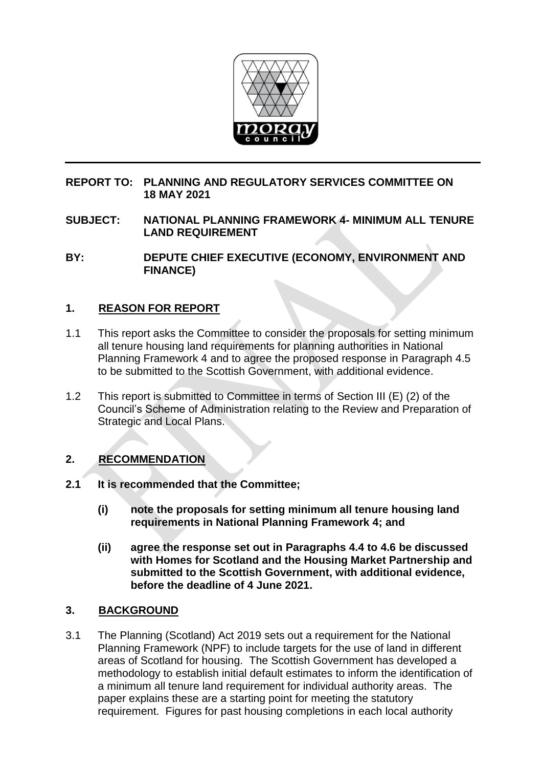**REPORT TO: PLANNING AND REGULATORY SERVICES COMMITTEE ON 18 MAY 2021**

**SUBJECT: NATIONAL PLANNING FRAMEWORK 4- MINIMUM ALL TENURE LAND REQUIREMENT**

**BY: DEPUTE CHIEF EXECUTIVE (ECONOMY, ENVIRONMENT AND FINANCE)**

## 1. REASON FOR REPORT

1.1 This report asks the Committee to consider the proposals for setting minimum all tenure housing land requirements for planning authorities in National Planning Framework 4 and to agree the proposed response in Paragraph 4.5 to be submitted to the Scottish Government, with additional evidence.

1.2 This report is submitted to Committee in terms of Section III (E) (2) of the Council's Scheme of Administration relating to the Review and Preparation of Strategic and Local Plans.

## 2. RECOMMENDATION

**2.1 It is recommended that the Committee;**

**(i) note the proposals for setting minimum all tenure housing land requirements in National Planning Framework 4; and**

**(ii) agree the response set out in Paragraphs 4.4 to 4.6 be discussed with Homes for Scotland and the Housing Market Partnership and submitted to the Scottish Government, with additional evidence, before the deadline of 4 June 2021.**

## 3. BACKGROUND

3.1 The Planning (Scotland) Act 2019 sets out a requirement for the National Planning Framework (NPF) to include targets for the use of land in different areas of Scotland for housing. The Scottish Government has developed a methodology to establish initial default estimates to inform the identification of a minimum all tenure land requirement for individual authority areas. The paper explains these are a starting point for meeting the statutory requirement. Figures for past housing completions in each local authority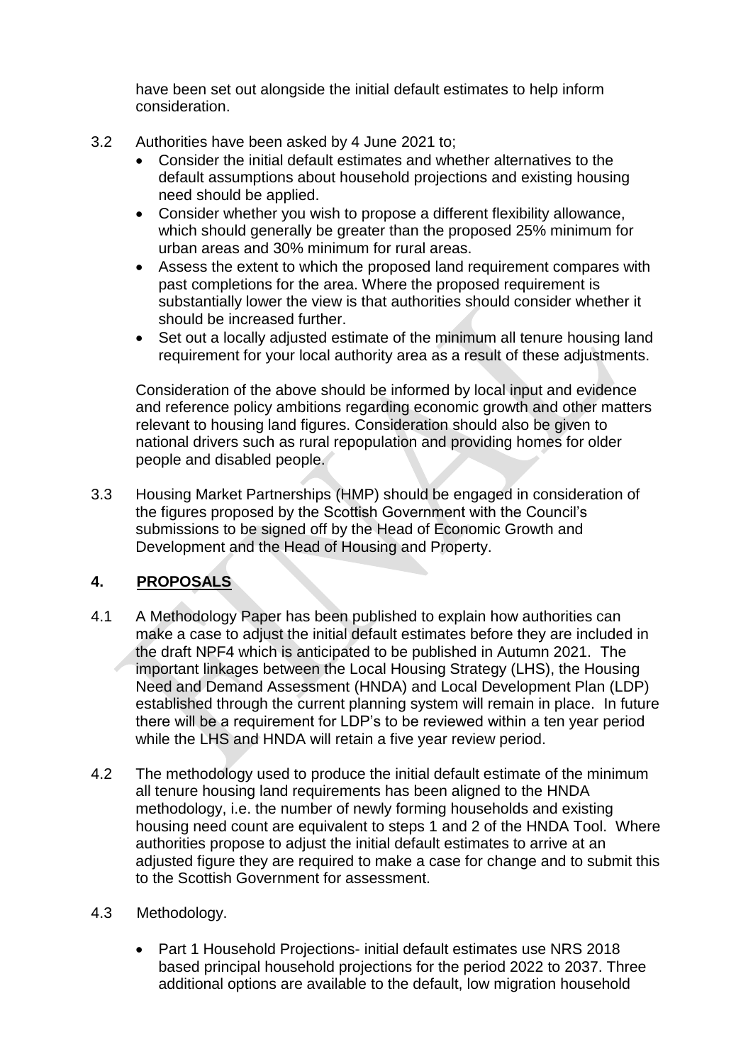have been set out alongside the initial default estimates to help inform consideration.

3.2 Authorities have been asked by 4 June 2021 to;

- Consider the initial default estimates and whether alternatives to the default assumptions about household projections and existing housing need should be applied.
- Consider whether you wish to propose a different flexibility allowance, which should generally be greater than the proposed 25% minimum for urban areas and 30% minimum for rural areas.
- Assess the extent to which the proposed land requirement compares with past completions for the area. Where the proposed requirement is substantially lower the view is that authorities should consider whether it should be increased further.
- Set out a locally adjusted estimate of the minimum all tenure housing land requirement for your local authority area as a result of these adjustments.

Consideration of the above should be informed by local input and evidence and reference policy ambitions regarding economic growth and other matters relevant to housing land figures. Consideration should also be given to national drivers such as rural repopulation and providing homes for older people and disabled people.

3.3 Housing Market Partnerships (HMP) should be engaged in consideration of the figures proposed by the Scottish Government with the Council's submissions to be signed off by the Head of Economic Growth and Development and the Head of Housing and Property.

## 4. PROPOSALS

4.1 A Methodology Paper has been published to explain how authorities can make a case to adjust the initial default estimates before they are included in the draft NPF4 which is anticipated to be published in Autumn 2021. The important linkages between the Local Housing Strategy (LHS), the Housing Need and Demand Assessment (HNDA) and Local Development Plan (LDP) established through the current planning system will remain in place. In future there will be a requirement for LDP's to be reviewed within a ten year period while the LHS and HNDA will retain a five year review period.

4.2 The methodology used to produce the initial default estimate of the minimum all tenure housing land requirements has been aligned to the HNDA methodology, i.e. the number of newly forming households and existing housing need count are equivalent to steps 1 and 2 of the HNDA Tool. Where authorities propose to adjust the initial default estimates to arrive at an adjusted figure they are required to make a case for change and to submit this to the Scottish Government for assessment.

4.3 Methodology.

- Part 1 Household Projections- initial default estimates use NRS 2018 based principal household projections for the period 2022 to 2037. Three additional options are available to the default, low migration household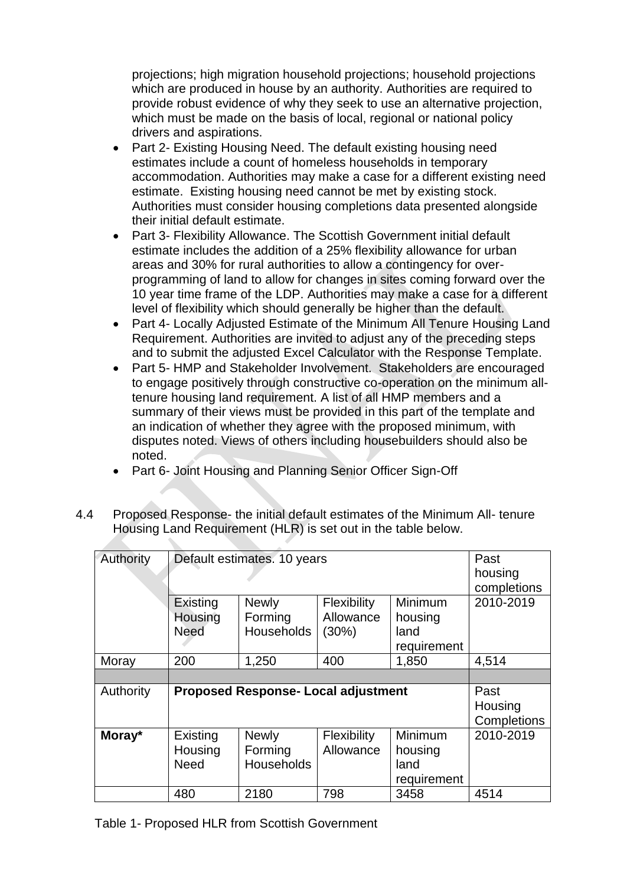projections; high migration household projections; household projections which are produced in house by an authority. Authorities are required to provide robust evidence of why they seek to use an alternative projection, which must be made on the basis of local, regional or national policy drivers and aspirations.

- Part 2- Existing Housing Need. The default existing housing need estimates include a count of homeless households in temporary accommodation. Authorities may make a case for a different existing need estimate. Existing housing need cannot be met by existing stock. Authorities must consider housing completions data presented alongside their initial default estimate.
- Part 3- Flexibility Allowance. The Scottish Government initial default estimate includes the addition of a 25% flexibility allowance for urban areas and 30% for rural authorities to allow a contingency for over-programming of land to allow for changes in sites coming forward over the 10 year time frame of the LDP. Authorities may make a case for a different level of flexibility which should generally be higher than the default.
- Part 4- Locally Adjusted Estimate of the Minimum All Tenure Housing Land Requirement. Authorities are invited to adjust any of the preceding steps and to submit the adjusted Excel Calculator with the Response Template.
- Part 5- HMP and Stakeholder Involvement. Stakeholders are encouraged to engage positively through constructive co-operation on the minimum all-tenure housing land requirement. A list of all HMP members and a summary of their views must be provided in this part of the template and an indication of whether they agree with the proposed minimum, with disputes noted. Views of others including housebuilders should also be noted.
- Part 6- Joint Housing and Planning Senior Officer Sign-Off

4.4 Proposed Response- the initial default estimates of the Minimum All- tenure Housing Land Requirement (HLR) is set out in the table below.

| Authority | Default estimates. 10 years | | | | Past housing completions |
|---|---|---|---|---|---|
| | Existing Housing Need | Newly Forming Households | Flexibility Allowance (30%) | Minimum housing land requirement | 2010-2019 |
| Moray | 200 | 1,250 | 400 | 1,850 | 4,514 |
| | | | | | |
| Authority | **Proposed Response- Local adjustment** | | | | Past Housing Completions |
| **Moray*** | Existing Housing Need | Newly Forming Households | Flexibility Allowance | Minimum housing land requirement | 2010-2019 |
| | 480 | 2180 | 798 | 3458 | 4514 |

Table 1- Proposed HLR from Scottish Government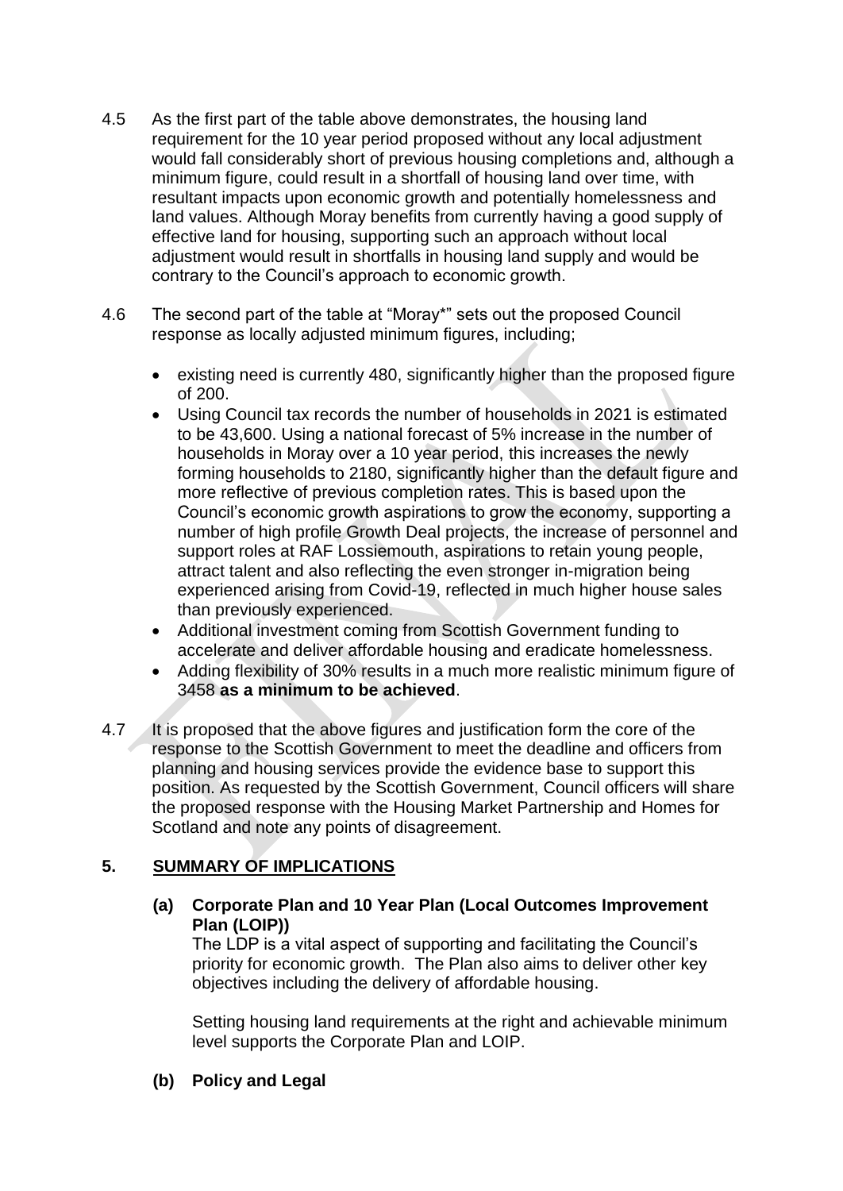4.5 As the first part of the table above demonstrates, the housing land requirement for the 10 year period proposed without any local adjustment would fall considerably short of previous housing completions and, although a minimum figure, could result in a shortfall of housing land over time, with resultant impacts upon economic growth and potentially homelessness and land values. Although Moray benefits from currently having a good supply of effective land for housing, supporting such an approach without local adjustment would result in shortfalls in housing land supply and would be contrary to the Council's approach to economic growth.

4.6 The second part of the table at "Moray*" sets out the proposed Council response as locally adjusted minimum figures, including;

- existing need is currently 480, significantly higher than the proposed figure of 200.
- Using Council tax records the number of households in 2021 is estimated to be 43,600. Using a national forecast of 5% increase in the number of households in Moray over a 10 year period, this increases the newly forming households to 2180, significantly higher than the default figure and more reflective of previous completion rates. This is based upon the Council's economic growth aspirations to grow the economy, supporting a number of high profile Growth Deal projects, the increase of personnel and support roles at RAF Lossiemouth, aspirations to retain young people, attract talent and also reflecting the even stronger in-migration being experienced arising from Covid-19, reflected in much higher house sales than previously experienced.
- Additional investment coming from Scottish Government funding to accelerate and deliver affordable housing and eradicate homelessness.
- Adding flexibility of 30% results in a much more realistic minimum figure of 3458 **as a minimum to be achieved**.

4.7 It is proposed that the above figures and justification form the core of the response to the Scottish Government to meet the deadline and officers from planning and housing services provide the evidence base to support this position. As requested by the Scottish Government, Council officers will share the proposed response with the Housing Market Partnership and Homes for Scotland and note any points of disagreement.

## 5. SUMMARY OF IMPLICATIONS

**(a) Corporate Plan and 10 Year Plan (Local Outcomes Improvement Plan (LOIP))**

The LDP is a vital aspect of supporting and facilitating the Council's priority for economic growth. The Plan also aims to deliver other key objectives including the delivery of affordable housing.

Setting housing land requirements at the right and achievable minimum level supports the Corporate Plan and LOIP.

**(b) Policy and Legal**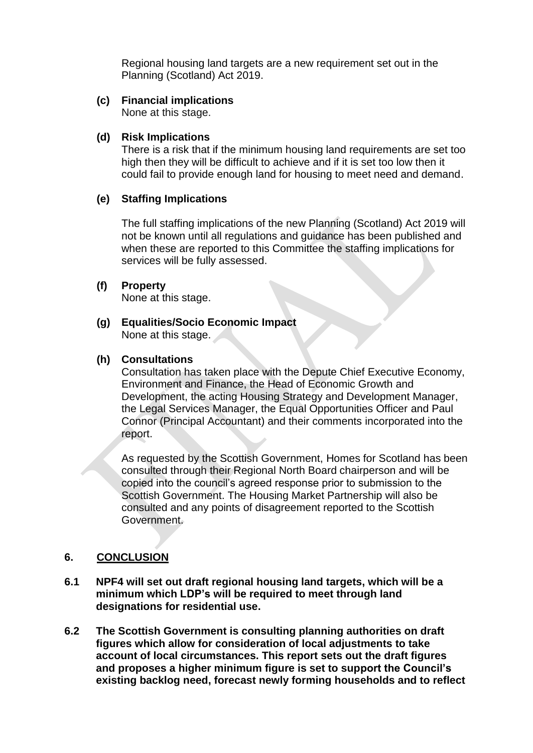Regional housing land targets are a new requirement set out in the Planning (Scotland) Act 2019.

**(c) Financial implications**
None at this stage.

**(d) Risk Implications**
There is a risk that if the minimum housing land requirements are set too high then they will be difficult to achieve and if it is set too low then it could fail to provide enough land for housing to meet need and demand.

**(e) Staffing Implications**

The full staffing implications of the new Planning (Scotland) Act 2019 will not be known until all regulations and guidance has been published and when these are reported to this Committee the staffing implications for services will be fully assessed.

**(f) Property**
None at this stage.

**(g) Equalities/Socio Economic Impact**
None at this stage.

**(h) Consultations**
Consultation has taken place with the Depute Chief Executive Economy, Environment and Finance, the Head of Economic Growth and Development, the acting Housing Strategy and Development Manager, the Legal Services Manager, the Equal Opportunities Officer and Paul Connor (Principal Accountant) and their comments incorporated into the report.

As requested by the Scottish Government, Homes for Scotland has been consulted through their Regional North Board chairperson and will be copied into the council's agreed response prior to submission to the Scottish Government. The Housing Market Partnership will also be consulted and any points of disagreement reported to the Scottish Government.

## 6. CONCLUSION

**6.1 NPF4 will set out draft regional housing land targets, which will be a minimum which LDP's will be required to meet through land designations for residential use.**

**6.2 The Scottish Government is consulting planning authorities on draft figures which allow for consideration of local adjustments to take account of local circumstances. This report sets out the draft figures and proposes a higher minimum figure is set to support the Council's existing backlog need, forecast newly forming households and to reflect**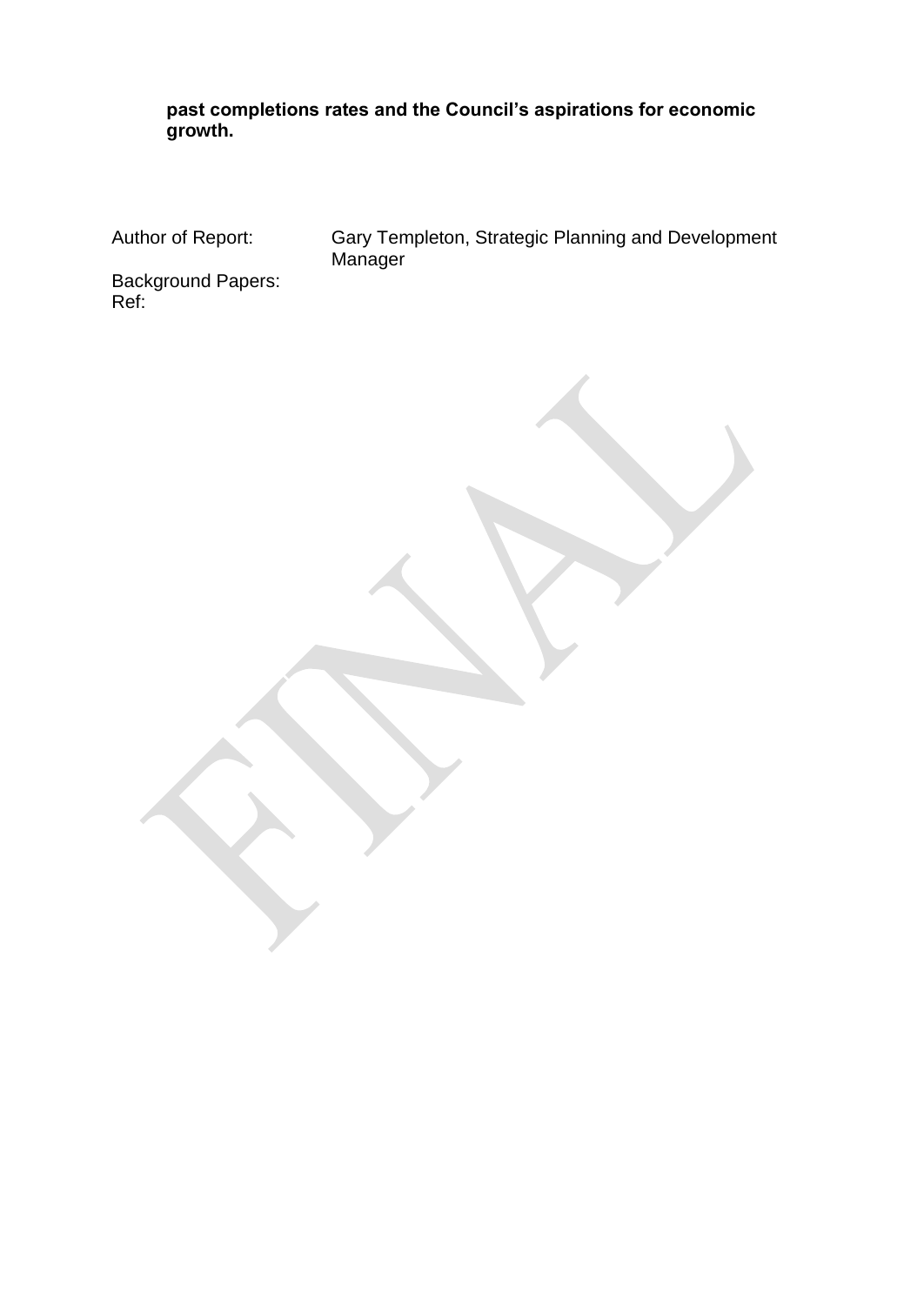**past completions rates and the Council's aspirations for economic growth.**

Author of Report: Gary Templeton, Strategic Planning and Development Manager

Background Papers:
Ref: